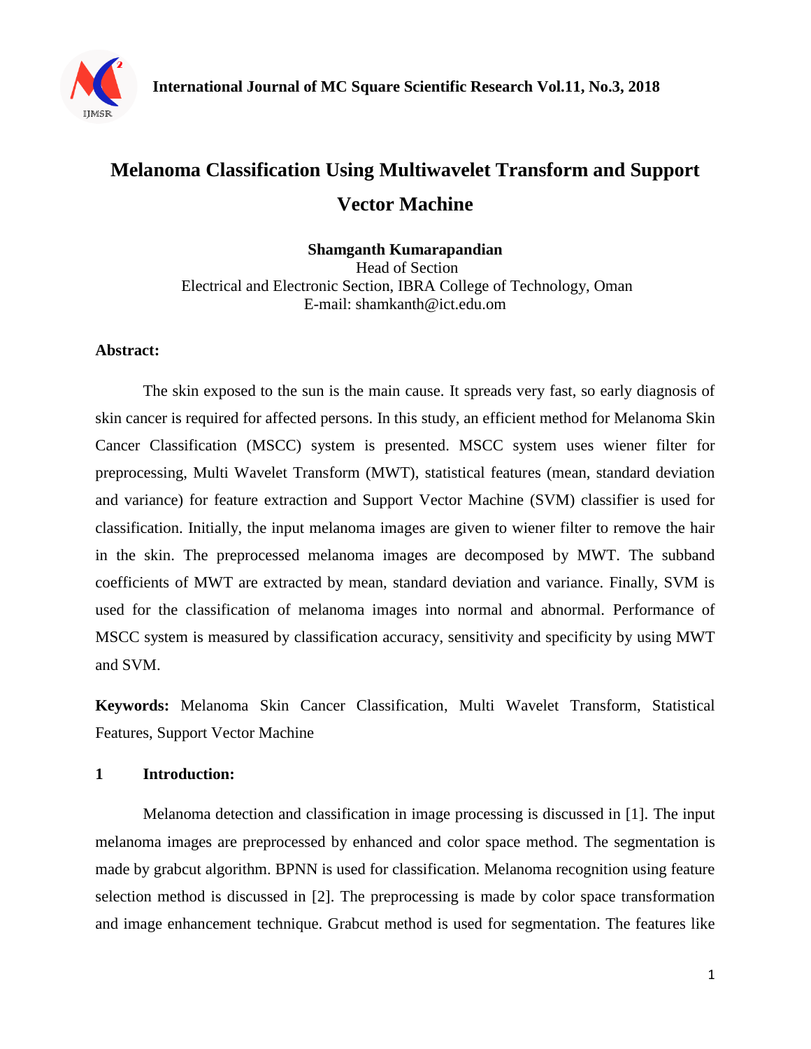# Melanoma Classification Using Multiwavelet Transform and Support Vector Machine

**Shamganth Kumarapandian**
Head of Section
Electrical and Electronic Section, IBRA College of Technology, Oman
E-mail: shamkanth@ict.edu.om

**Abstract:**

The skin exposed to the sun is the main cause. It spreads very fast, so early diagnosis of skin cancer is required for affected persons. In this study, an efficient method for Melanoma Skin Cancer Classification (MSCC) system is presented. MSCC system uses wiener filter for preprocessing, Multi Wavelet Transform (MWT), statistical features (mean, standard deviation and variance) for feature extraction and Support Vector Machine (SVM) classifier is used for classification. Initially, the input melanoma images are given to wiener filter to remove the hair in the skin. The preprocessed melanoma images are decomposed by MWT. The subband coefficients of MWT are extracted by mean, standard deviation and variance. Finally, SVM is used for the classification of melanoma images into normal and abnormal. Performance of MSCC system is measured by classification accuracy, sensitivity and specificity by using MWT and SVM.

**Keywords:** Melanoma Skin Cancer Classification, Multi Wavelet Transform, Statistical Features, Support Vector Machine

## 1 Introduction:

Melanoma detection and classification in image processing is discussed in [1]. The input melanoma images are preprocessed by enhanced and color space method. The segmentation is made by grabcut algorithm. BPNN is used for classification. Melanoma recognition using feature selection method is discussed in [2]. The preprocessing is made by color space transformation and image enhancement technique. Grabcut method is used for segmentation. The features like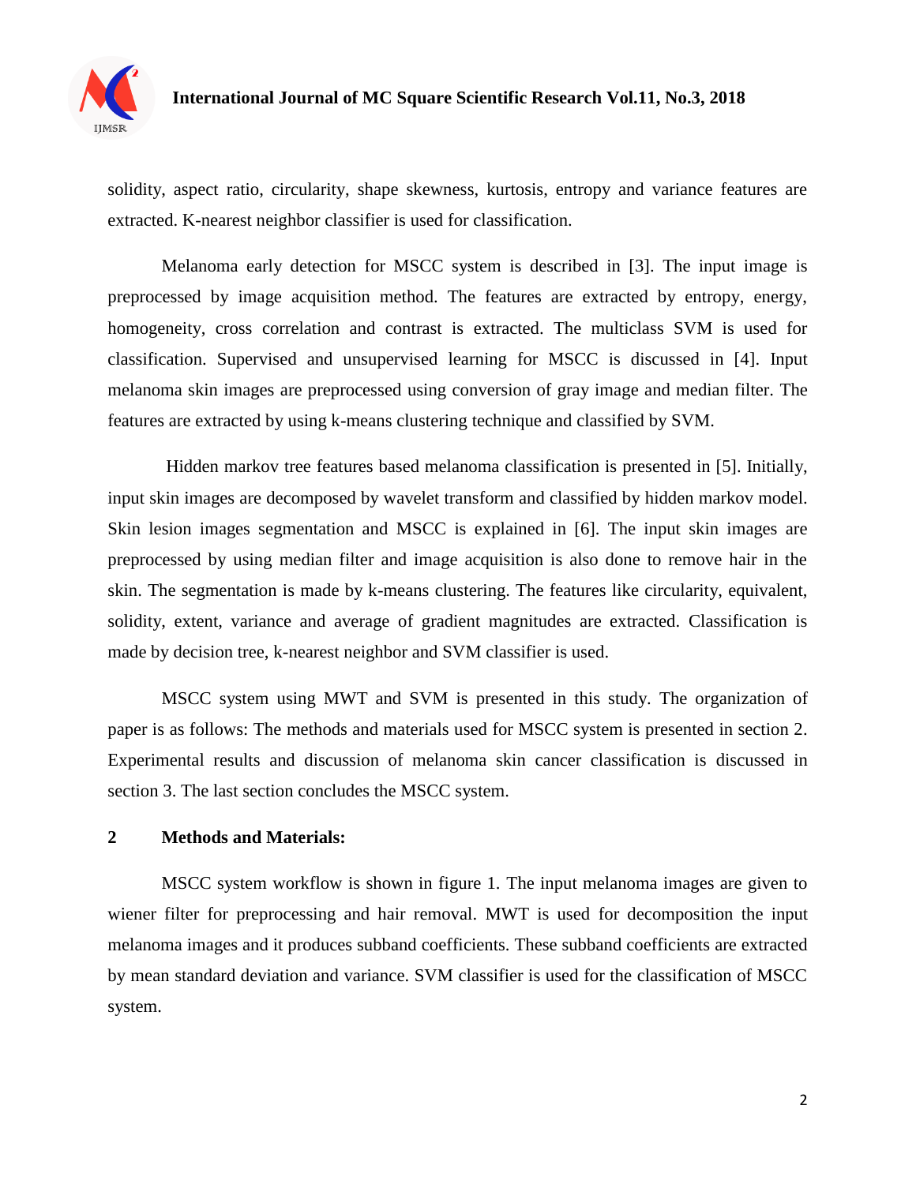solidity, aspect ratio, circularity, shape skewness, kurtosis, entropy and variance features are extracted. K-nearest neighbor classifier is used for classification.

Melanoma early detection for MSCC system is described in [3]. The input image is preprocessed by image acquisition method. The features are extracted by entropy, energy, homogeneity, cross correlation and contrast is extracted. The multiclass SVM is used for classification. Supervised and unsupervised learning for MSCC is discussed in [4]. Input melanoma skin images are preprocessed using conversion of gray image and median filter. The features are extracted by using k-means clustering technique and classified by SVM.

Hidden markov tree features based melanoma classification is presented in [5]. Initially, input skin images are decomposed by wavelet transform and classified by hidden markov model. Skin lesion images segmentation and MSCC is explained in [6]. The input skin images are preprocessed by using median filter and image acquisition is also done to remove hair in the skin. The segmentation is made by k-means clustering. The features like circularity, equivalent, solidity, extent, variance and average of gradient magnitudes are extracted. Classification is made by decision tree, k-nearest neighbor and SVM classifier is used.

MSCC system using MWT and SVM is presented in this study. The organization of paper is as follows: The methods and materials used for MSCC system is presented in section 2. Experimental results and discussion of melanoma skin cancer classification is discussed in section 3. The last section concludes the MSCC system.

## 2 Methods and Materials:

MSCC system workflow is shown in figure 1. The input melanoma images are given to wiener filter for preprocessing and hair removal. MWT is used for decomposition the input melanoma images and it produces subband coefficients. These subband coefficients are extracted by mean standard deviation and variance. SVM classifier is used for the classification of MSCC system.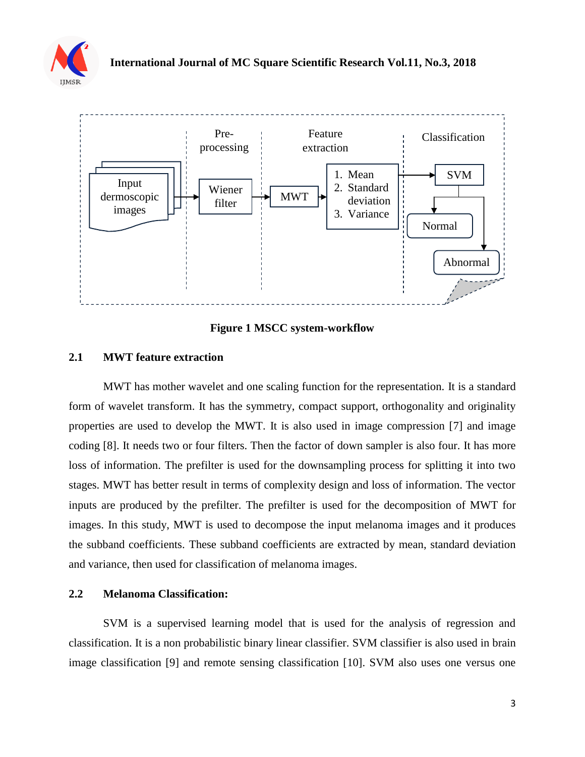Figure 1 MSCC system-workflow

### 2.1 MWT feature extraction

MWT has mother wavelet and one scaling function for the representation. It is a standard form of wavelet transform. It has the symmetry, compact support, orthogonality and originality properties are used to develop the MWT. It is also used in image compression [7] and image coding [8]. It needs two or four filters. Then the factor of down sampler is also four. It has more loss of information. The prefilter is used for the downsampling process for splitting it into two stages. MWT has better result in terms of complexity design and loss of information. The vector inputs are produced by the prefilter. The prefilter is used for the decomposition of MWT for images. In this study, MWT is used to decompose the input melanoma images and it produces the subband coefficients. These subband coefficients are extracted by mean, standard deviation and variance, then used for classification of melanoma images.

### 2.2 Melanoma Classification:

SVM is a supervised learning model that is used for the analysis of regression and classification. It is a non probabilistic binary linear classifier. SVM classifier is also used in brain image classification [9] and remote sensing classification [10]. SVM also uses one versus one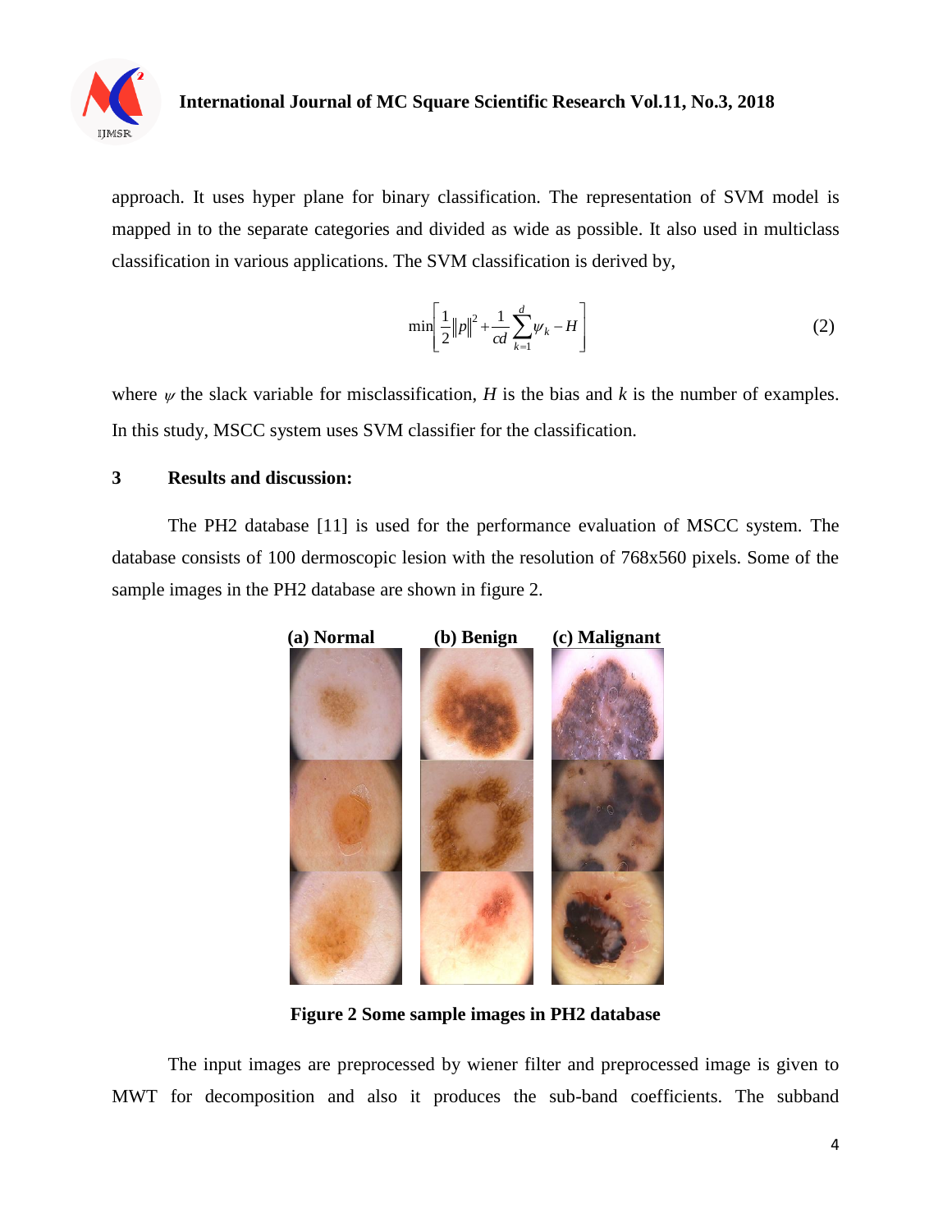approach. It uses hyper plane for binary classification. The representation of SVM model is mapped in to the separate categories and divided as wide as possible. It also used in multiclass classification in various applications. The SVM classification is derived by,

$$\min\left[\frac{1}{2}\|p\|^2 + \frac{1}{cd}\sum_{k=1}^{d}\psi_k - H\right] \quad (2)$$

where $\psi$ the slack variable for misclassification, $H$ is the bias and $k$ is the number of examples. In this study, MSCC system uses SVM classifier for the classification.

## 3 Results and discussion:

The PH2 database [11] is used for the performance evaluation of MSCC system. The database consists of 100 dermoscopic lesion with the resolution of 768x560 pixels. Some of the sample images in the PH2 database are shown in figure 2.

**(a) Normal** **(b) Benign** **(c) Malignant**

**Figure 2 Some sample images in PH2 database**

The input images are preprocessed by wiener filter and preprocessed image is given to MWT for decomposition and also it produces the sub-band coefficients. The subband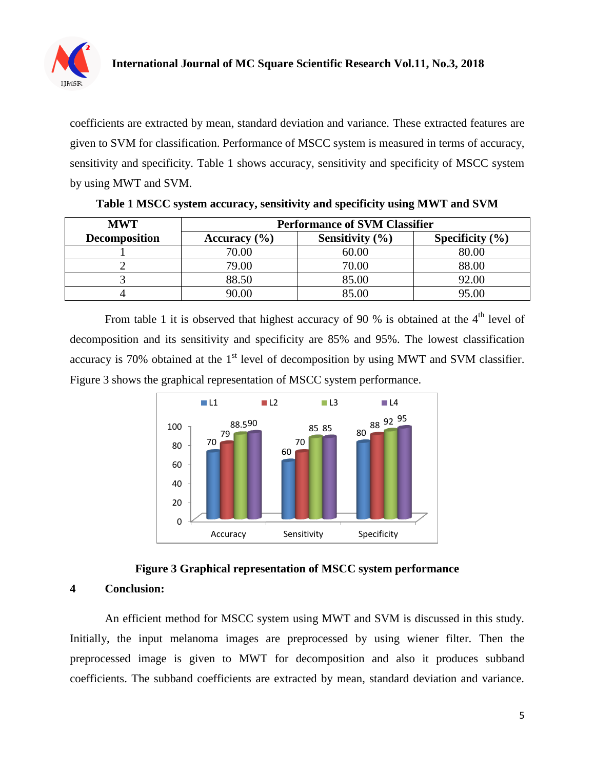coefficients are extracted by mean, standard deviation and variance. These extracted features are given to SVM for classification. Performance of MSCC system is measured in terms of accuracy, sensitivity and specificity. Table 1 shows accuracy, sensitivity and specificity of MSCC system by using MWT and SVM.

**Table 1 MSCC system accuracy, sensitivity and specificity using MWT and SVM**

| MWT Decomposition | Performance of SVM Classifier | | |
|---|---|---|---|
| | Accuracy (%) | Sensitivity (%) | Specificity (%) |
| 1 | 70.00 | 60.00 | 80.00 |
| 2 | 79.00 | 70.00 | 88.00 |
| 3 | 88.50 | 85.00 | 92.00 |
| 4 | 90.00 | 85.00 | 95.00 |

From table 1 it is observed that highest accuracy of 90 % is obtained at the 4th level of decomposition and its sensitivity and specificity are 85% and 95%. The lowest classification accuracy is 70% obtained at the 1st level of decomposition by using MWT and SVM classifier. Figure 3 shows the graphical representation of MSCC system performance.

**Figure 3 Graphical representation of MSCC system performance**

## 4 Conclusion:

An efficient method for MSCC system using MWT and SVM is discussed in this study. Initially, the input melanoma images are preprocessed by using wiener filter. Then the preprocessed image is given to MWT for decomposition and also it produces subband coefficients. The subband coefficients are extracted by mean, standard deviation and variance.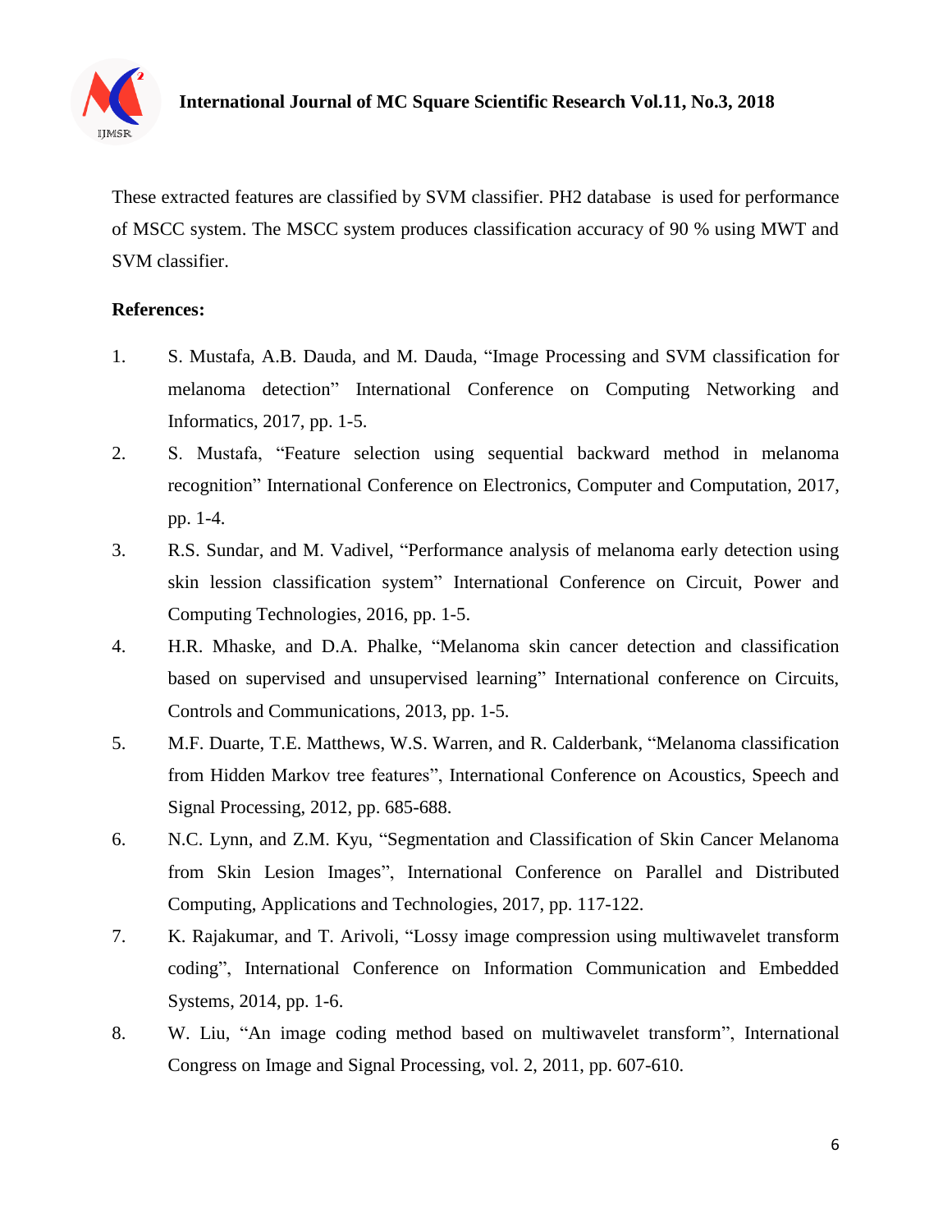These extracted features are classified by SVM classifier. PH2 database is used for performance of MSCC system. The MSCC system produces classification accuracy of 90 % using MWT and SVM classifier.

**References:**

1. S. Mustafa, A.B. Dauda, and M. Dauda, "Image Processing and SVM classification for melanoma detection" International Conference on Computing Networking and Informatics, 2017, pp. 1-5.
2. S. Mustafa, "Feature selection using sequential backward method in melanoma recognition" International Conference on Electronics, Computer and Computation, 2017, pp. 1-4.
3. R.S. Sundar, and M. Vadivel, "Performance analysis of melanoma early detection using skin lession classification system" International Conference on Circuit, Power and Computing Technologies, 2016, pp. 1-5.
4. H.R. Mhaske, and D.A. Phalke, "Melanoma skin cancer detection and classification based on supervised and unsupervised learning" International conference on Circuits, Controls and Communications, 2013, pp. 1-5.
5. M.F. Duarte, T.E. Matthews, W.S. Warren, and R. Calderbank, "Melanoma classification from Hidden Markov tree features", International Conference on Acoustics, Speech and Signal Processing, 2012, pp. 685-688.
6. N.C. Lynn, and Z.M. Kyu, "Segmentation and Classification of Skin Cancer Melanoma from Skin Lesion Images", International Conference on Parallel and Distributed Computing, Applications and Technologies, 2017, pp. 117-122.
7. K. Rajakumar, and T. Arivoli, "Lossy image compression using multiwavelet transform coding", International Conference on Information Communication and Embedded Systems, 2014, pp. 1-6.
8. W. Liu, "An image coding method based on multiwavelet transform", International Congress on Image and Signal Processing, vol. 2, 2011, pp. 607-610.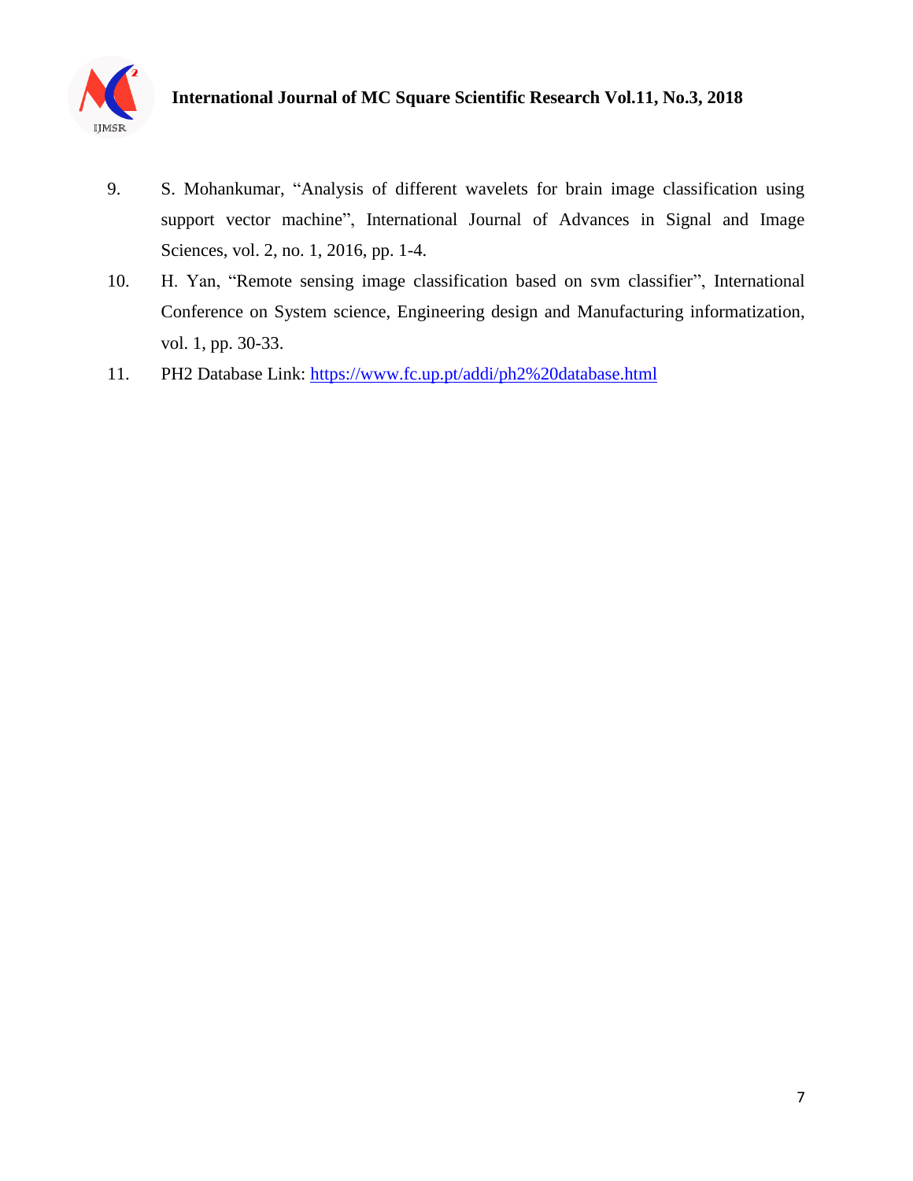9. S. Mohankumar, "Analysis of different wavelets for brain image classification using support vector machine", International Journal of Advances in Signal and Image Sciences, vol. 2, no. 1, 2016, pp. 1-4.
10. H. Yan, "Remote sensing image classification based on svm classifier", International Conference on System science, Engineering design and Manufacturing informatization, vol. 1, pp. 30-33.
11. PH2 Database Link: [https://www.fc.up.pt/addi/ph2%20database.html](https://www.fc.up.pt/addi/ph2%20database.html)